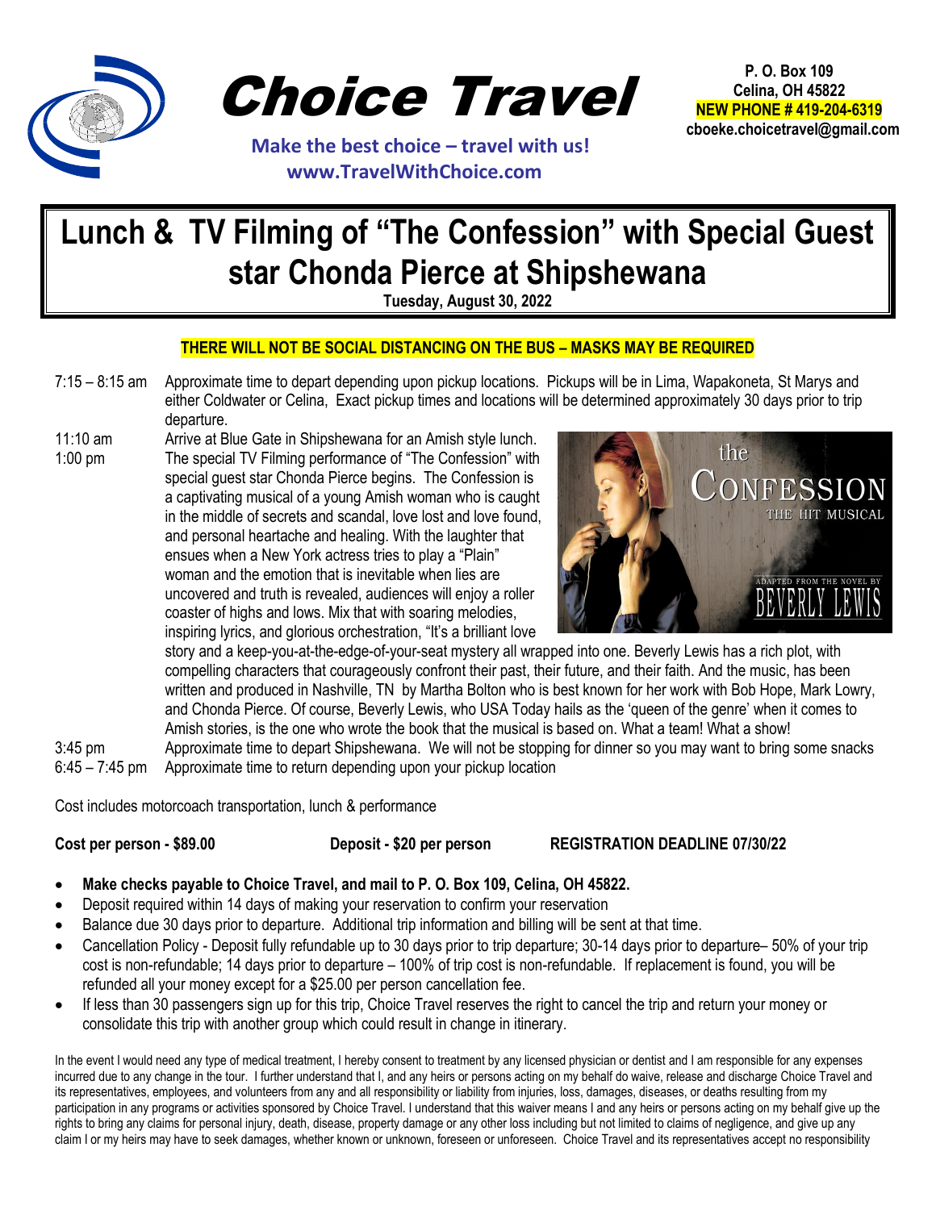# Choice Travel

**Make the best choice – travel with us!**
**www.TravelWithChoice.com**

**P. O. Box 109**
**Celina, OH 45822**
**NEW PHONE # 419-204-6319**
**cboeke.choicetravel@gmail.com**

# Lunch & TV Filming of "The Confession" with Special Guest star Chonda Pierce at Shipshewana

**Tuesday, August 30, 2022**

**THERE WILL NOT BE SOCIAL DISTANCING ON THE BUS – MASKS MAY BE REQUIRED**

7:15 – 8:15 am Approximate time to depart depending upon pickup locations. Pickups will be in Lima, Wapakoneta, St Marys and either Coldwater or Celina, Exact pickup times and locations will be determined approximately 30 days prior to trip departure.

11:10 am Arrive at Blue Gate in Shipshewana for an Amish style lunch.

1:00 pm The special TV Filming performance of "The Confession" with special guest star Chonda Pierce begins. The Confession is a captivating musical of a young Amish woman who is caught in the middle of secrets and scandal, love lost and love found, and personal heartache and healing. With the laughter that ensues when a New York actress tries to play a "Plain" woman and the emotion that is inevitable when lies are uncovered and truth is revealed, audiences will enjoy a roller coaster of highs and lows. Mix that with soaring melodies, inspiring lyrics, and glorious orchestration, "It's a brilliant love story and a keep-you-at-the-edge-of-your-seat mystery all wrapped into one. Beverly Lewis has a rich plot, with compelling characters that courageously confront their past, their future, and their faith. And the music, has been written and produced in Nashville, TN by Martha Bolton who is best known for her work with Bob Hope, Mark Lowry, and Chonda Pierce. Of course, Beverly Lewis, who USA Today hails as the 'queen of the genre' when it comes to Amish stories, is the one who wrote the book that the musical is based on. What a team! What a show!

3:45 pm Approximate time to depart Shipshewana. We will not be stopping for dinner so you may want to bring some snacks

6:45 – 7:45 pm Approximate time to return depending upon your pickup location

Cost includes motorcoach transportation, lunch & performance

**Cost per person - $89.00** **Deposit - $20 per person** **REGISTRATION DEADLINE 07/30/22**

- **Make checks payable to Choice Travel, and mail to P. O. Box 109, Celina, OH 45822.**
- Deposit required within 14 days of making your reservation to confirm your reservation
- Balance due 30 days prior to departure. Additional trip information and billing will be sent at that time.
- Cancellation Policy - Deposit fully refundable up to 30 days prior to trip departure; 30-14 days prior to departure– 50% of your trip cost is non-refundable; 14 days prior to departure – 100% of trip cost is non-refundable. If replacement is found, you will be refunded all your money except for a $25.00 per person cancellation fee.
- If less than 30 passengers sign up for this trip, Choice Travel reserves the right to cancel the trip and return your money or consolidate this trip with another group which could result in change in itinerary.

In the event I would need any type of medical treatment, I hereby consent to treatment by any licensed physician or dentist and I am responsible for any expenses incurred due to any change in the tour. I further understand that I, and any heirs or persons acting on my behalf do waive, release and discharge Choice Travel and its representatives, employees, and volunteers from any and all responsibility or liability from injuries, loss, damages, diseases, or deaths resulting from my participation in any programs or activities sponsored by Choice Travel. I understand that this waiver means I and any heirs or persons acting on my behalf give up the rights to bring any claims for personal injury, death, disease, property damage or any other loss including but not limited to claims of negligence, and give up any claim I or my heirs may have to seek damages, whether known or unknown, foreseen or unforeseen. Choice Travel and its representatives accept no responsibility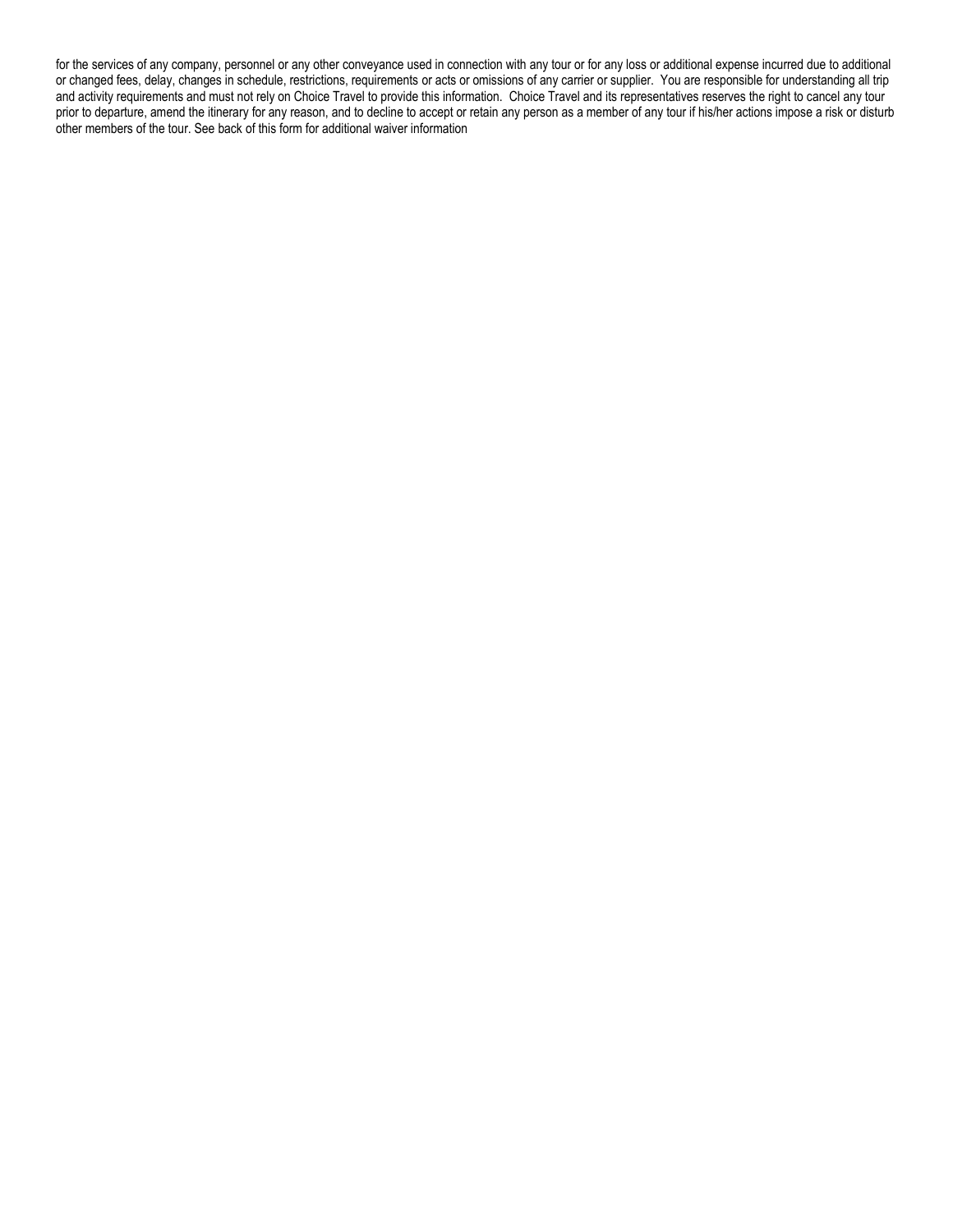for the services of any company, personnel or any other conveyance used in connection with any tour or for any loss or additional expense incurred due to additional or changed fees, delay, changes in schedule, restrictions, requirements or acts or omissions of any carrier or supplier. You are responsible for understanding all trip and activity requirements and must not rely on Choice Travel to provide this information. Choice Travel and its representatives reserves the right to cancel any tour prior to departure, amend the itinerary for any reason, and to decline to accept or retain any person as a member of any tour if his/her actions impose a risk or disturb other members of the tour. See back of this form for additional waiver information